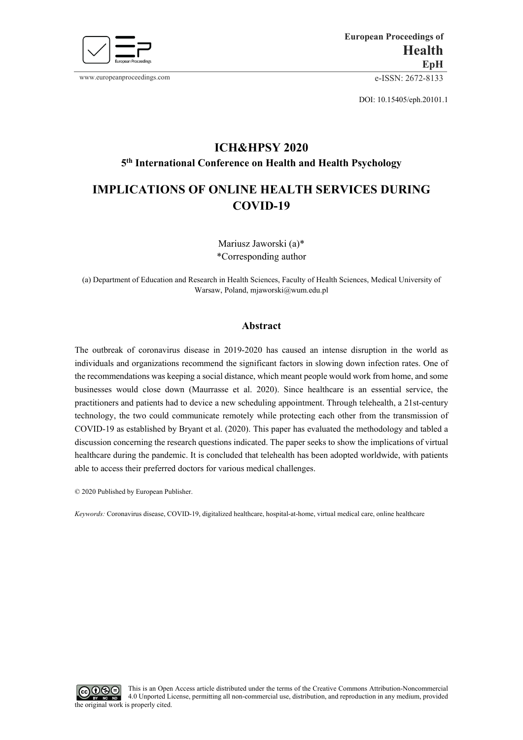European Proceedings of
**Health**
**EpH**

www.europeanproceedings.com e-ISSN: 2672-8133

DOI: 10.15405/eph.20101.1

## ICH&HPSY 2020

### 5th International Conference on Health and Health Psychology

# IMPLICATIONS OF ONLINE HEALTH SERVICES DURING COVID-19

Mariusz Jaworski (a)*
*Corresponding author

(a) Department of Education and Research in Health Sciences, Faculty of Health Sciences, Medical University of Warsaw, Poland, mjaworski@wum.edu.pl

## Abstract

The outbreak of coronavirus disease in 2019-2020 has caused an intense disruption in the world as individuals and organizations recommend the significant factors in slowing down infection rates. One of the recommendations was keeping a social distance, which meant people would work from home, and some businesses would close down (Maurrasse et al. 2020). Since healthcare is an essential service, the practitioners and patients had to device a new scheduling appointment. Through telehealth, a 21st-century technology, the two could communicate remotely while protecting each other from the transmission of COVID-19 as established by Bryant et al. (2020). This paper has evaluated the methodology and tabled a discussion concerning the research questions indicated. The paper seeks to show the implications of virtual healthcare during the pandemic. It is concluded that telehealth has been adopted worldwide, with patients able to access their preferred doctors for various medical challenges.

© 2020 Published by European Publisher.

*Keywords:* Coronavirus disease, COVID-19, digitalized healthcare, hospital-at-home, virtual medical care, online healthcare

This is an Open Access article distributed under the terms of the Creative Commons Attribution-Noncommercial 4.0 Unported License, permitting all non-commercial use, distribution, and reproduction in any medium, provided the original work is properly cited.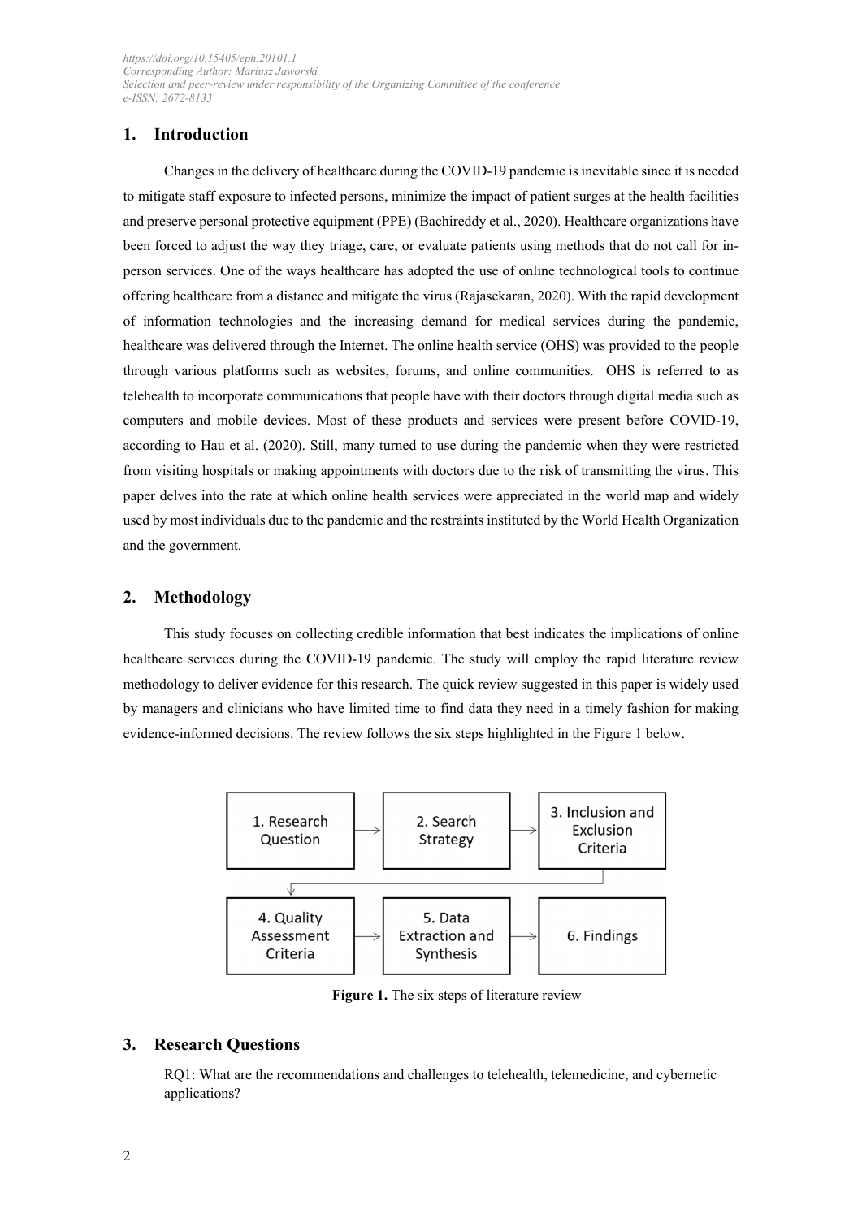## 1. Introduction

Changes in the delivery of healthcare during the COVID-19 pandemic is inevitable since it is needed to mitigate staff exposure to infected persons, minimize the impact of patient surges at the health facilities and preserve personal protective equipment (PPE) (Bachireddy et al., 2020). Healthcare organizations have been forced to adjust the way they triage, care, or evaluate patients using methods that do not call for in-person services. One of the ways healthcare has adopted the use of online technological tools to continue offering healthcare from a distance and mitigate the virus (Rajasekaran, 2020). With the rapid development of information technologies and the increasing demand for medical services during the pandemic, healthcare was delivered through the Internet. The online health service (OHS) was provided to the people through various platforms such as websites, forums, and online communities. OHS is referred to as telehealth to incorporate communications that people have with their doctors through digital media such as computers and mobile devices. Most of these products and services were present before COVID-19, according to Hau et al. (2020). Still, many turned to use during the pandemic when they were restricted from visiting hospitals or making appointments with doctors due to the risk of transmitting the virus. This paper delves into the rate at which online health services were appreciated in the world map and widely used by most individuals due to the pandemic and the restraints instituted by the World Health Organization and the government.

## 2. Methodology

This study focuses on collecting credible information that best indicates the implications of online healthcare services during the COVID-19 pandemic. The study will employ the rapid literature review methodology to deliver evidence for this research. The quick review suggested in this paper is widely used by managers and clinicians who have limited time to find data they need in a timely fashion for making evidence-informed decisions. The review follows the six steps highlighted in the Figure 1 below.

1. Research Question → 2. Search Strategy → 3. Inclusion and Exclusion Criteria → 4. Quality Assessment Criteria → 5. Data Extraction and Synthesis → 6. Findings

**Figure 1.** The six steps of literature review

## 3. Research Questions

RQ1: What are the recommendations and challenges to telehealth, telemedicine, and cybernetic applications?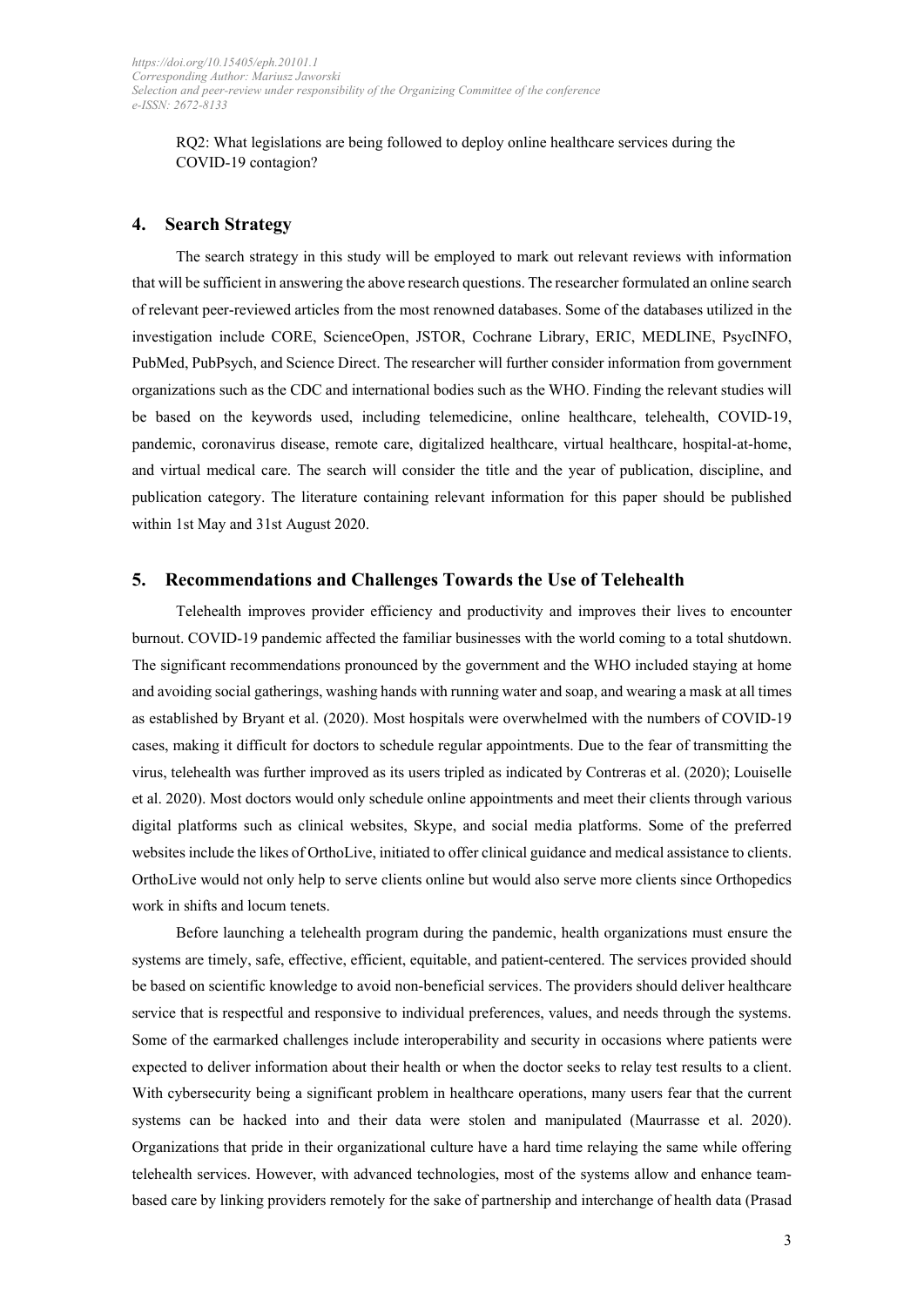RQ2: What legislations are being followed to deploy online healthcare services during the COVID-19 contagion?

## 4. Search Strategy

The search strategy in this study will be employed to mark out relevant reviews with information that will be sufficient in answering the above research questions. The researcher formulated an online search of relevant peer-reviewed articles from the most renowned databases. Some of the databases utilized in the investigation include CORE, ScienceOpen, JSTOR, Cochrane Library, ERIC, MEDLINE, PsycINFO, PubMed, PubPsych, and Science Direct. The researcher will further consider information from government organizations such as the CDC and international bodies such as the WHO. Finding the relevant studies will be based on the keywords used, including telemedicine, online healthcare, telehealth, COVID-19, pandemic, coronavirus disease, remote care, digitalized healthcare, virtual healthcare, hospital-at-home, and virtual medical care. The search will consider the title and the year of publication, discipline, and publication category. The literature containing relevant information for this paper should be published within 1st May and 31st August 2020.

## 5. Recommendations and Challenges Towards the Use of Telehealth

Telehealth improves provider efficiency and productivity and improves their lives to encounter burnout. COVID-19 pandemic affected the familiar businesses with the world coming to a total shutdown. The significant recommendations pronounced by the government and the WHO included staying at home and avoiding social gatherings, washing hands with running water and soap, and wearing a mask at all times as established by Bryant et al. (2020). Most hospitals were overwhelmed with the numbers of COVID-19 cases, making it difficult for doctors to schedule regular appointments. Due to the fear of transmitting the virus, telehealth was further improved as its users tripled as indicated by Contreras et al. (2020); Louiselle et al. 2020). Most doctors would only schedule online appointments and meet their clients through various digital platforms such as clinical websites, Skype, and social media platforms. Some of the preferred websites include the likes of OrthoLive, initiated to offer clinical guidance and medical assistance to clients. OrthoLive would not only help to serve clients online but would also serve more clients since Orthopedics work in shifts and locum tenets.

Before launching a telehealth program during the pandemic, health organizations must ensure the systems are timely, safe, effective, efficient, equitable, and patient-centered. The services provided should be based on scientific knowledge to avoid non-beneficial services. The providers should deliver healthcare service that is respectful and responsive to individual preferences, values, and needs through the systems. Some of the earmarked challenges include interoperability and security in occasions where patients were expected to deliver information about their health or when the doctor seeks to relay test results to a client. With cybersecurity being a significant problem in healthcare operations, many users fear that the current systems can be hacked into and their data were stolen and manipulated (Maurrasse et al. 2020). Organizations that pride in their organizational culture have a hard time relaying the same while offering telehealth services. However, with advanced technologies, most of the systems allow and enhance team-based care by linking providers remotely for the sake of partnership and interchange of health data (Prasad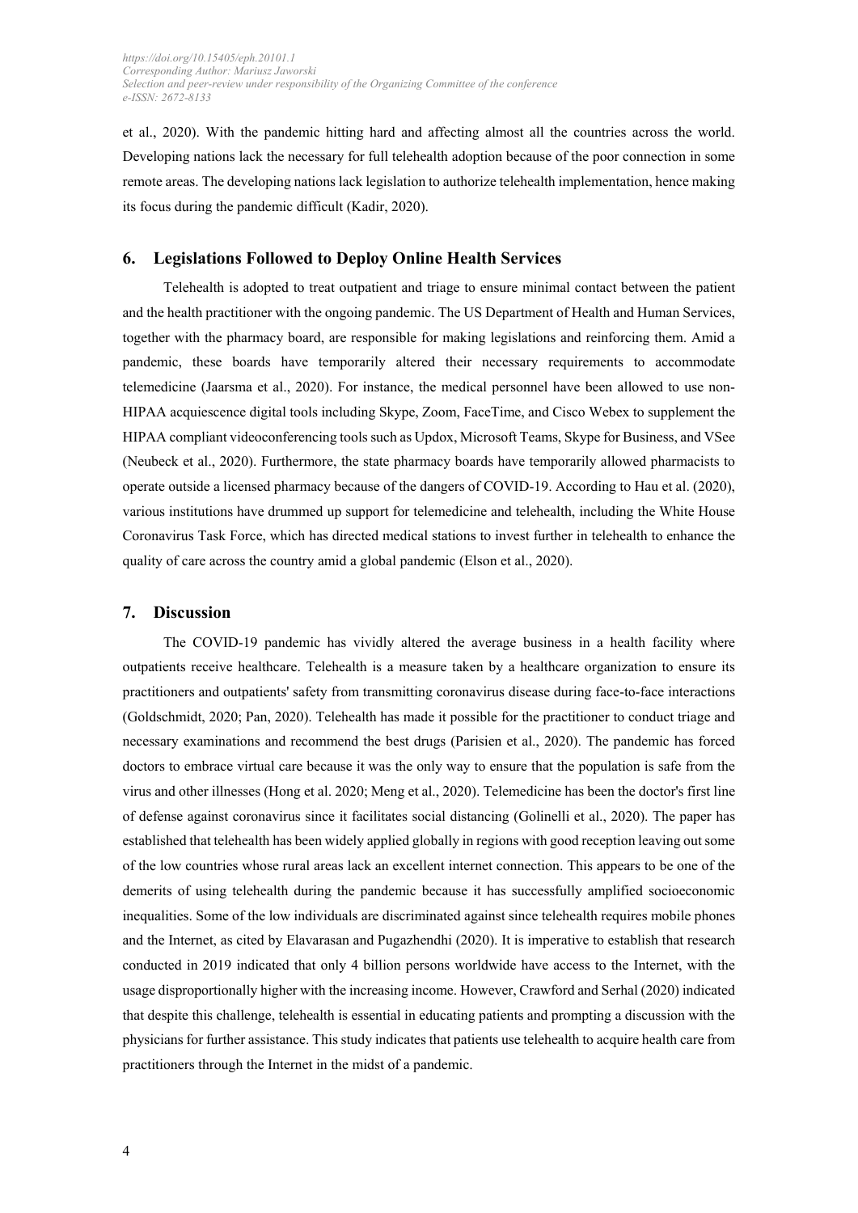et al., 2020). With the pandemic hitting hard and affecting almost all the countries across the world. Developing nations lack the necessary for full telehealth adoption because of the poor connection in some remote areas. The developing nations lack legislation to authorize telehealth implementation, hence making its focus during the pandemic difficult (Kadir, 2020).

## 6. Legislations Followed to Deploy Online Health Services

Telehealth is adopted to treat outpatient and triage to ensure minimal contact between the patient and the health practitioner with the ongoing pandemic. The US Department of Health and Human Services, together with the pharmacy board, are responsible for making legislations and reinforcing them. Amid a pandemic, these boards have temporarily altered their necessary requirements to accommodate telemedicine (Jaarsma et al., 2020). For instance, the medical personnel have been allowed to use non-HIPAA acquiescence digital tools including Skype, Zoom, FaceTime, and Cisco Webex to supplement the HIPAA compliant videoconferencing tools such as Updox, Microsoft Teams, Skype for Business, and VSee (Neubeck et al., 2020). Furthermore, the state pharmacy boards have temporarily allowed pharmacists to operate outside a licensed pharmacy because of the dangers of COVID-19. According to Hau et al. (2020), various institutions have drummed up support for telemedicine and telehealth, including the White House Coronavirus Task Force, which has directed medical stations to invest further in telehealth to enhance the quality of care across the country amid a global pandemic (Elson et al., 2020).

## 7. Discussion

The COVID-19 pandemic has vividly altered the average business in a health facility where outpatients receive healthcare. Telehealth is a measure taken by a healthcare organization to ensure its practitioners and outpatients' safety from transmitting coronavirus disease during face-to-face interactions (Goldschmidt, 2020; Pan, 2020). Telehealth has made it possible for the practitioner to conduct triage and necessary examinations and recommend the best drugs (Parisien et al., 2020). The pandemic has forced doctors to embrace virtual care because it was the only way to ensure that the population is safe from the virus and other illnesses (Hong et al. 2020; Meng et al., 2020). Telemedicine has been the doctor's first line of defense against coronavirus since it facilitates social distancing (Golinelli et al., 2020). The paper has established that telehealth has been widely applied globally in regions with good reception leaving out some of the low countries whose rural areas lack an excellent internet connection. This appears to be one of the demerits of using telehealth during the pandemic because it has successfully amplified socioeconomic inequalities. Some of the low individuals are discriminated against since telehealth requires mobile phones and the Internet, as cited by Elavarasan and Pugazhendhi (2020). It is imperative to establish that research conducted in 2019 indicated that only 4 billion persons worldwide have access to the Internet, with the usage disproportionally higher with the increasing income. However, Crawford and Serhal (2020) indicated that despite this challenge, telehealth is essential in educating patients and prompting a discussion with the physicians for further assistance. This study indicates that patients use telehealth to acquire health care from practitioners through the Internet in the midst of a pandemic.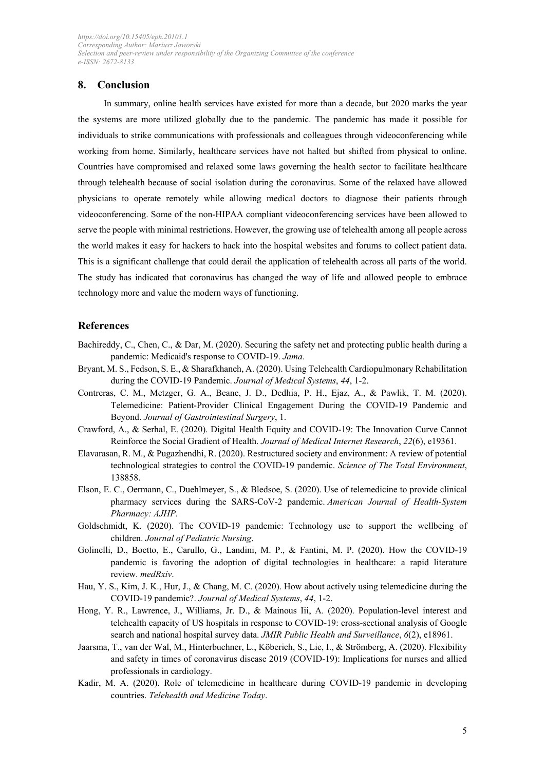## 8. Conclusion

In summary, online health services have existed for more than a decade, but 2020 marks the year the systems are more utilized globally due to the pandemic. The pandemic has made it possible for individuals to strike communications with professionals and colleagues through videoconferencing while working from home. Similarly, healthcare services have not halted but shifted from physical to online. Countries have compromised and relaxed some laws governing the health sector to facilitate healthcare through telehealth because of social isolation during the coronavirus. Some of the relaxed have allowed physicians to operate remotely while allowing medical doctors to diagnose their patients through videoconferencing. Some of the non-HIPAA compliant videoconferencing services have been allowed to serve the people with minimal restrictions. However, the growing use of telehealth among all people across the world makes it easy for hackers to hack into the hospital websites and forums to collect patient data. This is a significant challenge that could derail the application of telehealth across all parts of the world. The study has indicated that coronavirus has changed the way of life and allowed people to embrace technology more and value the modern ways of functioning.

## References

Bachireddy, C., Chen, C., & Dar, M. (2020). Securing the safety net and protecting public health during a pandemic: Medicaid's response to COVID-19. *Jama*.

Bryant, M. S., Fedson, S. E., & Sharafkhaneh, A. (2020). Using Telehealth Cardiopulmonary Rehabilitation during the COVID-19 Pandemic. *Journal of Medical Systems*, *44*, 1-2.

Contreras, C. M., Metzger, G. A., Beane, J. D., Dedhia, P. H., Ejaz, A., & Pawlik, T. M. (2020). Telemedicine: Patient-Provider Clinical Engagement During the COVID-19 Pandemic and Beyond. *Journal of Gastrointestinal Surgery*, 1.

Crawford, A., & Serhal, E. (2020). Digital Health Equity and COVID-19: The Innovation Curve Cannot Reinforce the Social Gradient of Health. *Journal of Medical Internet Research*, *22*(6), e19361.

Elavarasan, R. M., & Pugazhendhi, R. (2020). Restructured society and environment: A review of potential technological strategies to control the COVID-19 pandemic. *Science of The Total Environment*, 138858.

Elson, E. C., Oermann, C., Duehlmeyer, S., & Bledsoe, S. (2020). Use of telemedicine to provide clinical pharmacy services during the SARS-CoV-2 pandemic. *American Journal of Health-System Pharmacy: AJHP*.

Goldschmidt, K. (2020). The COVID-19 pandemic: Technology use to support the wellbeing of children. *Journal of Pediatric Nursing*.

Golinelli, D., Boetto, E., Carullo, G., Landini, M. P., & Fantini, M. P. (2020). How the COVID-19 pandemic is favoring the adoption of digital technologies in healthcare: a rapid literature review. *medRxiv*.

Hau, Y. S., Kim, J. K., Hur, J., & Chang, M. C. (2020). How about actively using telemedicine during the COVID-19 pandemic?. *Journal of Medical Systems*, *44*, 1-2.

Hong, Y. R., Lawrence, J., Williams, Jr. D., & Mainous Iii, A. (2020). Population-level interest and telehealth capacity of US hospitals in response to COVID-19: cross-sectional analysis of Google search and national hospital survey data. *JMIR Public Health and Surveillance*, *6*(2), e18961.

Jaarsma, T., van der Wal, M., Hinterbuchner, L., Köberich, S., Lie, I., & Strömberg, A. (2020). Flexibility and safety in times of coronavirus disease 2019 (COVID-19): Implications for nurses and allied professionals in cardiology.

Kadir, M. A. (2020). Role of telemedicine in healthcare during COVID-19 pandemic in developing countries. *Telehealth and Medicine Today*.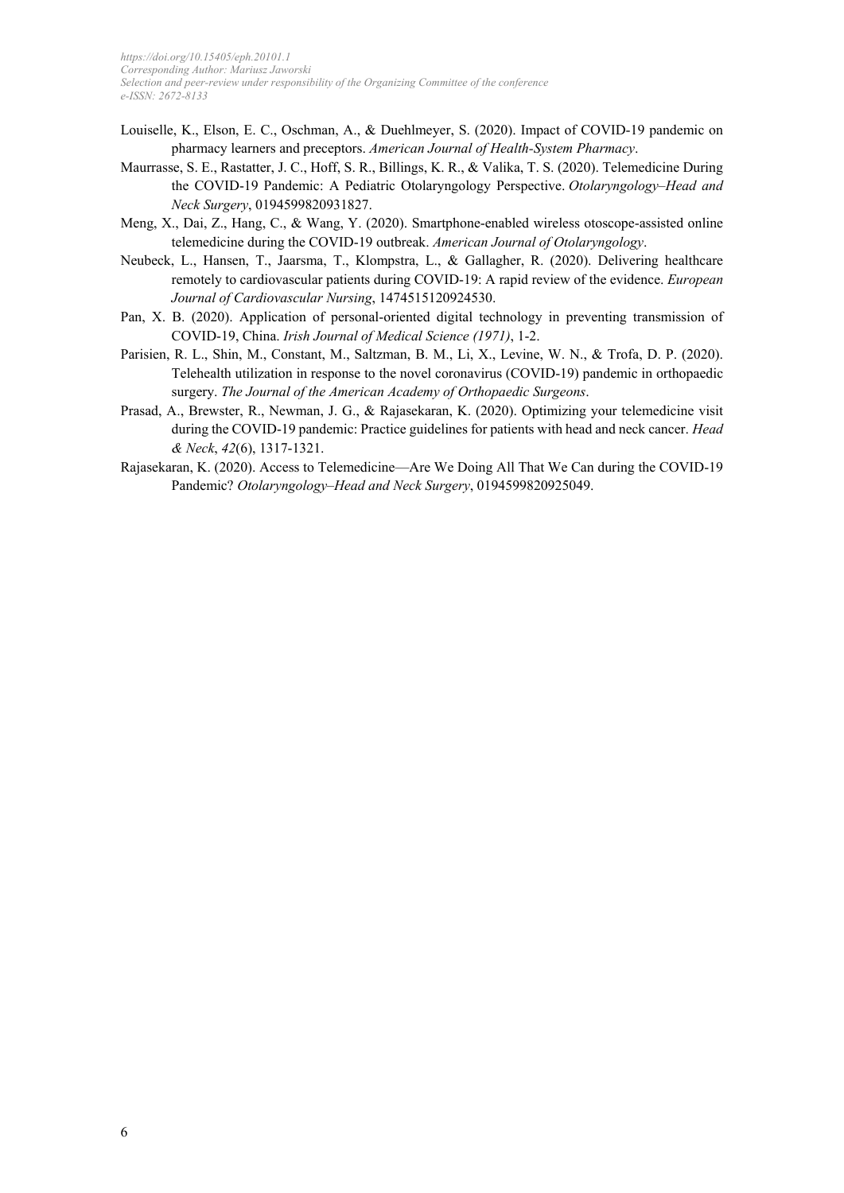Louiselle, K., Elson, E. C., Oschman, A., & Duehlmeyer, S. (2020). Impact of COVID-19 pandemic on pharmacy learners and preceptors. *American Journal of Health-System Pharmacy*.

Maurrasse, S. E., Rastatter, J. C., Hoff, S. R., Billings, K. R., & Valika, T. S. (2020). Telemedicine During the COVID-19 Pandemic: A Pediatric Otolaryngology Perspective. *Otolaryngology–Head and Neck Surgery*, 0194599820931827.

Meng, X., Dai, Z., Hang, C., & Wang, Y. (2020). Smartphone-enabled wireless otoscope-assisted online telemedicine during the COVID-19 outbreak. *American Journal of Otolaryngology*.

Neubeck, L., Hansen, T., Jaarsma, T., Klompstra, L., & Gallagher, R. (2020). Delivering healthcare remotely to cardiovascular patients during COVID-19: A rapid review of the evidence. *European Journal of Cardiovascular Nursing*, 1474515120924530.

Pan, X. B. (2020). Application of personal-oriented digital technology in preventing transmission of COVID-19, China. *Irish Journal of Medical Science (1971)*, 1-2.

Parisien, R. L., Shin, M., Constant, M., Saltzman, B. M., Li, X., Levine, W. N., & Trofa, D. P. (2020). Telehealth utilization in response to the novel coronavirus (COVID-19) pandemic in orthopaedic surgery. *The Journal of the American Academy of Orthopaedic Surgeons*.

Prasad, A., Brewster, R., Newman, J. G., & Rajasekaran, K. (2020). Optimizing your telemedicine visit during the COVID-19 pandemic: Practice guidelines for patients with head and neck cancer. *Head & Neck*, *42*(6), 1317-1321.

Rajasekaran, K. (2020). Access to Telemedicine—Are We Doing All That We Can during the COVID-19 Pandemic? *Otolaryngology–Head and Neck Surgery*, 0194599820925049.